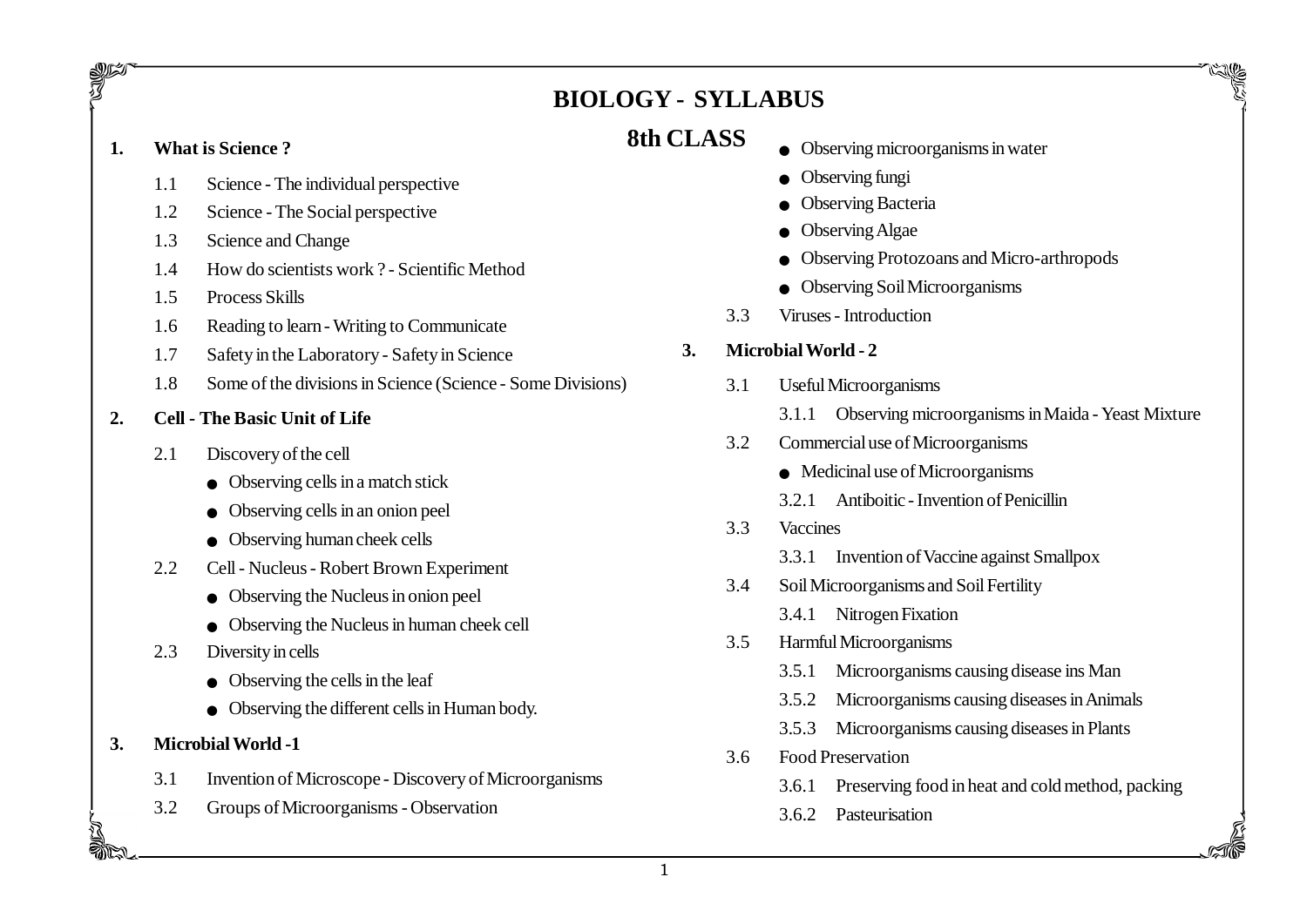# BIOLOGY - SYLLABUS

## 8th CLASS

**1. What is Science ?**

- 1.1 Science - The individual perspective
- 1.2 Science - The Social perspective
- 1.3 Science and Change
- 1.4 How do scientists work ? - Scientific Method
- 1.5 Process Skills
- 1.6 Reading to learn - Writing to Communicate
- 1.7 Safety in the Laboratory - Safety in Science
- 1.8 Some of the divisions in Science (Science - Some Divisions)

**2. Cell - The Basic Unit of Life**

- 2.1 Discovery of the cell
  - Observing cells in a match stick
  - Observing cells in an onion peel
  - Observing human cheek cells
- 2.2 Cell - Nucleus - Robert Brown Experiment
  - Observing the Nucleus in onion peel
  - Observing the Nucleus in human cheek cell
- 2.3 Diversity in cells
  - Observing the cells in the leaf
  - Observing the different cells in Human body.

**3. Microbial World -1**

- 3.1 Invention of Microscope - Discovery of Microorganisms
- 3.2 Groups of Microorganisms - Observation
  - Observing microorganisms in water
  - Observing fungi
  - Observing Bacteria
  - Observing Algae
  - Observing Protozoans and Micro-arthropods
  - Observing Soil Microorganisms
- 3.3 Viruses - Introduction

**3. Microbial World - 2**

- 3.1 Useful Microorganisms
  - 3.1.1 Observing microorganisms in Maida - Yeast Mixture
- 3.2 Commercial use of Microorganisms
  - Medicinal use of Microorganisms
  - 3.2.1 Antiboitic - Invention of Penicillin
- 3.3 Vaccines
  - 3.3.1 Invention of Vaccine against Smallpox
- 3.4 Soil Microorganisms and Soil Fertility
  - 3.4.1 Nitrogen Fixation
- 3.5 Harmful Microorganisms
  - 3.5.1 Microorganisms causing disease ins Man
  - 3.5.2 Microorganisms causing diseases in Animals
  - 3.5.3 Microorganisms causing diseases in Plants
- 3.6 Food Preservation
  - 3.6.1 Preserving food in heat and cold method, packing
  - 3.6.2 Pasteurisation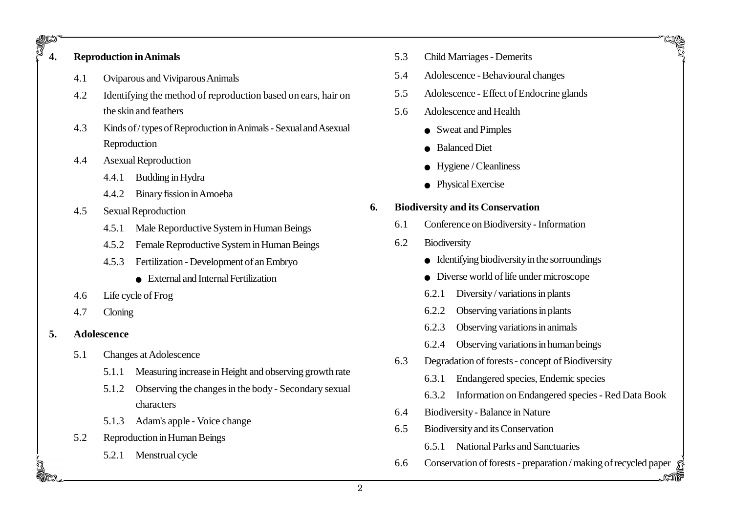## 4. Reproduction in Animals

- 4.1 Oviparous and Viviparous Animals
- 4.2 Identifying the method of reproduction based on ears, hair on the skin and feathers
- 4.3 Kinds of / types of Reproduction in Animals - Sexual and Asexual Reproduction
- 4.4 Asexual Reproduction
  - 4.4.1 Budding in Hydra
  - 4.4.2 Binary fission in Amoeba
- 4.5 Sexual Reproduction
  - 4.5.1 Male Reporductive System in Human Beings
  - 4.5.2 Female Reproductive System in Human Beings
  - 4.5.3 Fertilization - Development of an Embryo
    - External and Internal Fertilization
- 4.6 Life cycle of Frog
- 4.7 Cloning

## 5. Adolescence

- 5.1 Changes at Adolescence
  - 5.1.1 Measuring increase in Height and observing growth rate
  - 5.1.2 Observing the changes in the body - Secondary sexual characters
  - 5.1.3 Adam's apple - Voice change
- 5.2 Reproduction in Human Beings
  - 5.2.1 Menstrual cycle
- 5.3 Child Marriages - Demerits
- 5.4 Adolescence - Behavioural changes
- 5.5 Adolescence - Effect of Endocrine glands
- 5.6 Adolescence and Health
  - Sweat and Pimples
  - Balanced Diet
  - Hygiene / Cleanliness
  - Physical Exercise

## 6. Biodiversity and its Conservation

- 6.1 Conference on Biodiversity - Information
- 6.2 Biodiversity
  - Identifying biodiversity in the sorroundings
  - Diverse world of life under microscope
  - 6.2.1 Diversity / variations in plants
  - 6.2.2 Observing variations in plants
  - 6.2.3 Observing variations in animals
  - 6.2.4 Observing variations in human beings
- 6.3 Degradation of forests - concept of Biodiversity
  - 6.3.1 Endangered species, Endemic species
  - 6.3.2 Information on Endangered species - Red Data Book
- 6.4 Biodiversity - Balance in Nature
- 6.5 Biodiversity and its Conservation
  - 6.5.1 National Parks and Sanctuaries
- 6.6 Conservation of forests - preparation / making of recycled paper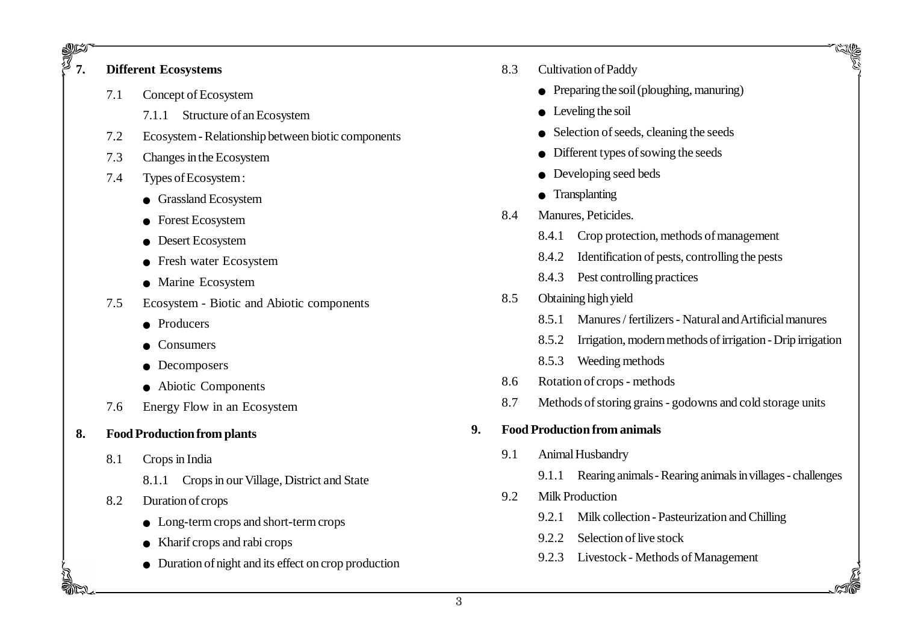## 7. Different Ecosystems

- 7.1 Concept of Ecosystem
  - 7.1.1 Structure of an Ecosystem
- 7.2 Ecosystem - Relationship between biotic components
- 7.3 Changes in the Ecosystem
- 7.4 Types of Ecosystem :
  - Grassland Ecosystem
  - Forest Ecosystem
  - Desert Ecosystem
  - Fresh water Ecosystem
  - Marine Ecosystem
- 7.5 Ecosystem - Biotic and Abiotic components
  - Producers
  - Consumers
  - Decomposers
  - Abiotic Components
- 7.6 Energy Flow in an Ecosystem

## 8. Food Production from plants

- 8.1 Crops in India
  - 8.1.1 Crops in our Village, District and State
- 8.2 Duration of crops
  - Long-term crops and short-term crops
  - Kharif crops and rabi crops
  - Duration of night and its effect on crop production
- 8.3 Cultivation of Paddy
  - Preparing the soil (ploughing, manuring)
  - Leveling the soil
  - Selection of seeds, cleaning the seeds
  - Different types of sowing the seeds
  - Developing seed beds
  - Transplanting
- 8.4 Manures, Peticides.
  - 8.4.1 Crop protection, methods of management
  - 8.4.2 Identification of pests, controlling the pests
  - 8.4.3 Pest controlling practices
- 8.5 Obtaining high yield
  - 8.5.1 Manures / fertilizers - Natural and Artificial manures
  - 8.5.2 Irrigation, modern methods of irrigation - Drip irrigation
  - 8.5.3 Weeding methods
- 8.6 Rotation of crops - methods
- 8.7 Methods of storing grains - godowns and cold storage units

## 9. Food Production from animals

- 9.1 Animal Husbandry
  - 9.1.1 Rearing animals - Rearing animals in villages - challenges
- 9.2 Milk Production
  - 9.2.1 Milk collection - Pasteurization and Chilling
  - 9.2.2 Selection of live stock
  - 9.2.3 Livestock - Methods of Management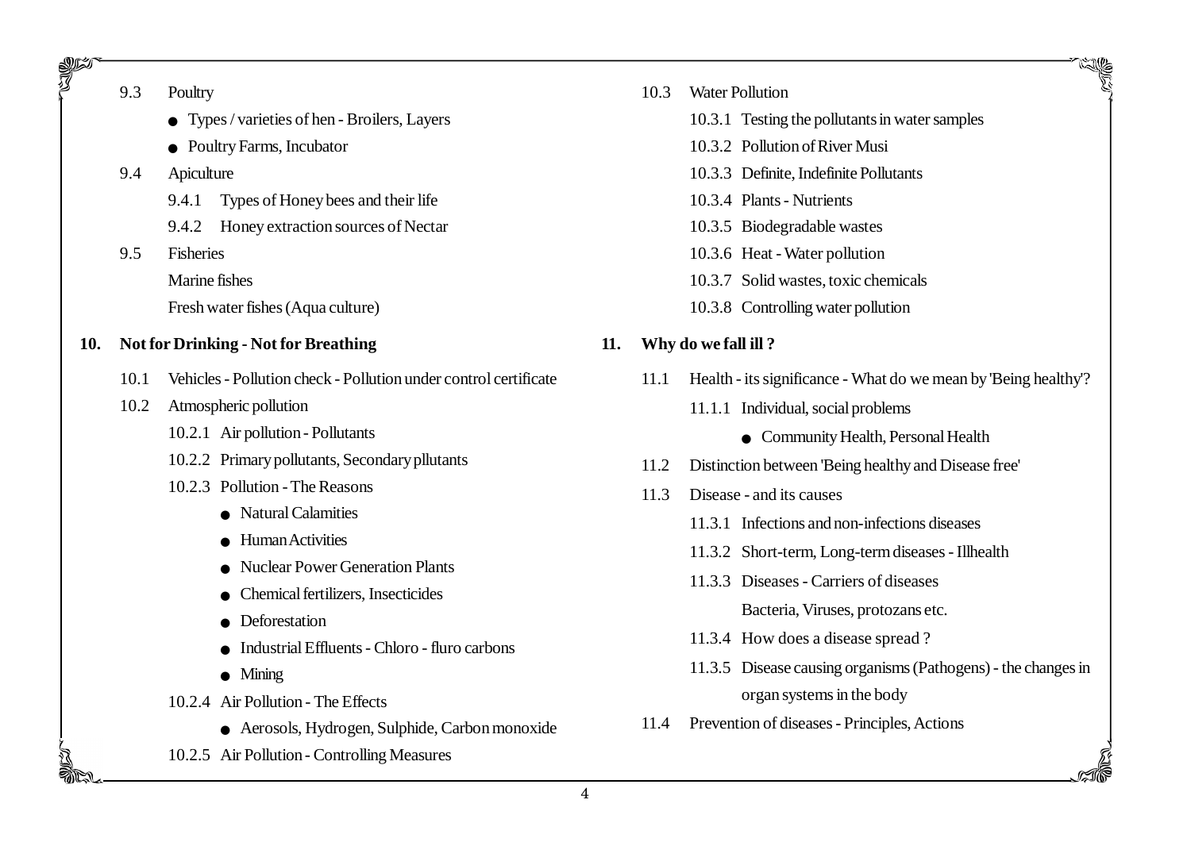9.3 Poultry

- Types / varieties of hen - Broilers, Layers
- Poultry Farms, Incubator

9.4 Apiculture

9.4.1 Types of Honey bees and their life

9.4.2 Honey extraction sources of Nectar

9.5 Fisheries

Marine fishes

Fresh water fishes (Aqua culture)

**10. Not for Drinking - Not for Breathing**

10.1 Vehicles - Pollution check - Pollution under control certificate

10.2 Atmospheric pollution

10.2.1 Air pollution - Pollutants

10.2.2 Primary pollutants, Secondary pllutants

10.2.3 Pollution - The Reasons

- Natural Calamities
- Human Activities
- Nuclear Power Generation Plants
- Chemical fertilizers, Insecticides
- Deforestation
- Industrial Effluents - Chloro - fluro carbons
- Mining

10.2.4 Air Pollution - The Effects

- Aerosols, Hydrogen, Sulphide, Carbon monoxide

10.2.5 Air Pollution - Controlling Measures

10.3 Water Pollution

10.3.1 Testing the pollutants in water samples

10.3.2 Pollution of River Musi

10.3.3 Definite, Indefinite Pollutants

10.3.4 Plants - Nutrients

10.3.5 Biodegradable wastes

10.3.6 Heat - Water pollution

10.3.7 Solid wastes, toxic chemicals

10.3.8 Controlling water pollution

**11. Why do we fall ill ?**

11.1 Health - its significance - What do we mean by 'Being healthy'?

11.1.1 Individual, social problems

- Community Health, Personal Health

11.2 Distinction between 'Being healthy and Disease free'

11.3 Disease - and its causes

11.3.1 Infections and non-infections diseases

11.3.2 Short-term, Long-term diseases - Illhealth

11.3.3 Diseases - Carriers of diseases

Bacteria, Viruses, protozans etc.

11.3.4 How does a disease spread ?

11.3.5 Disease causing organisms (Pathogens) - the changes in organ systems in the body

11.4 Prevention of diseases - Principles, Actions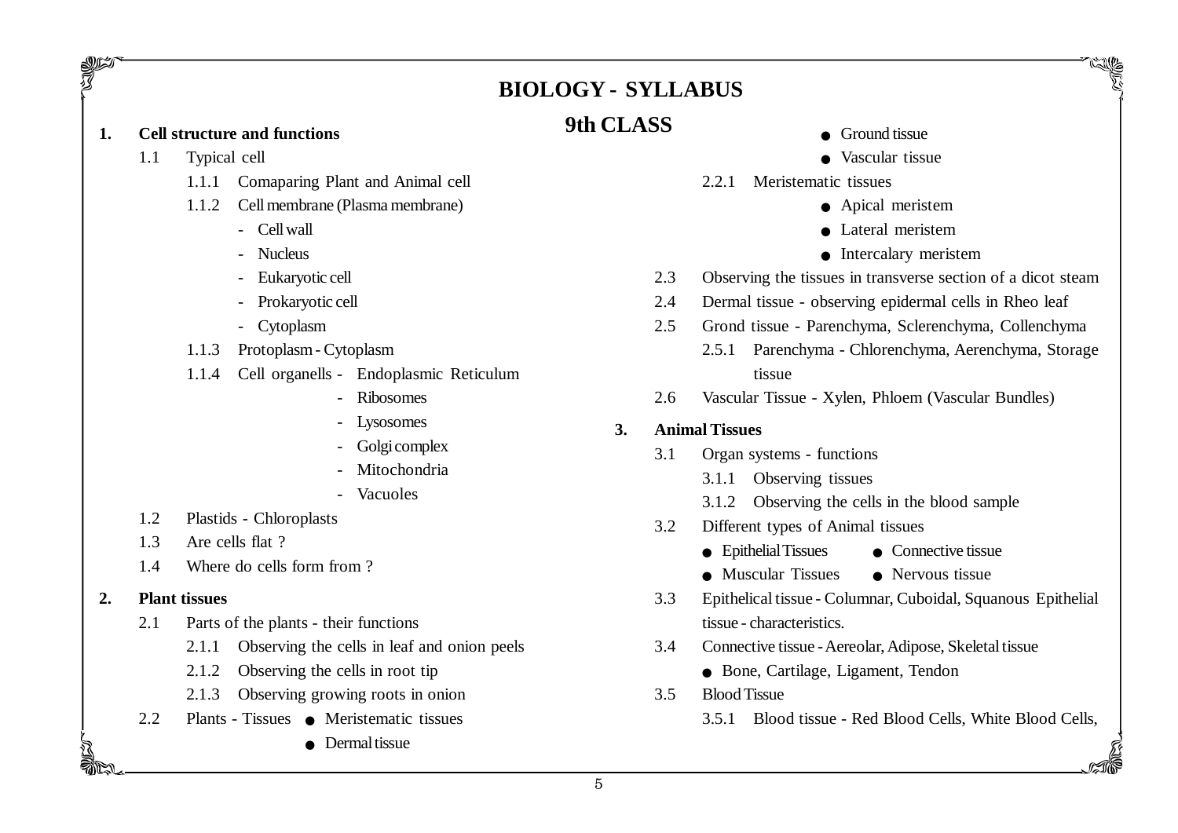# BIOLOGY - SYLLABUS

## 9th CLASS

**1. Cell structure and functions**

- 1.1 Typical cell
  - 1.1.1 Comaparing Plant and Animal cell
  - 1.1.2 Cell membrane (Plasma membrane)
    - Cell wall
    - Nucleus
    - Eukaryotic cell
    - Prokaryotic cell
    - Cytoplasm
  - 1.1.3 Protoplasm - Cytoplasm
  - 1.1.4 Cell organells - Endoplasmic Reticulum
    - Ribosomes
    - Lysosomes
    - Golgi complex
    - Mitochondria
    - Vacuoles
- 1.2 Plastids - Chloroplasts
- 1.3 Are cells flat ?
- 1.4 Where do cells form from ?

**2. Plant tissues**

- 2.1 Parts of the plants - their functions
  - 2.1.1 Observing the cells in leaf and onion peels
  - 2.1.2 Observing the cells in root tip
  - 2.1.3 Observing growing roots in onion
- 2.2 Plants - Tissues
  - Meristematic tissues
  - Dermal tissue
  - Ground tissue
  - Vascular tissue
  - 2.2.1 Meristematic tissues
    - Apical meristem
    - Lateral meristem
    - Intercalary meristem
- 2.3 Observing the tissues in transverse section of a dicot steam
- 2.4 Dermal tissue - observing epidermal cells in Rheo leaf
- 2.5 Grond tissue - Parenchyma, Sclerenchyma, Collenchyma
  - 2.5.1 Parenchyma - Chlorenchyma, Aerenchyma, Storage tissue
- 2.6 Vascular Tissue - Xylen, Phloem (Vascular Bundles)

**3. Animal Tissues**

- 3.1 Organ systems - functions
  - 3.1.1 Observing tissues
  - 3.1.2 Observing the cells in the blood sample
- 3.2 Different types of Animal tissues
  - Epithelial Tissues
  - Connective tissue
  - Muscular Tissues
  - Nervous tissue
- 3.3 Epithelical tissue - Columnar, Cuboidal, Squanous Epithelial tissue - characteristics.
- 3.4 Connective tissue - Aereolar, Adipose, Skeletal tissue
  - Bone, Cartilage, Ligament, Tendon
- 3.5 Blood Tissue
  - 3.5.1 Blood tissue - Red Blood Cells, White Blood Cells,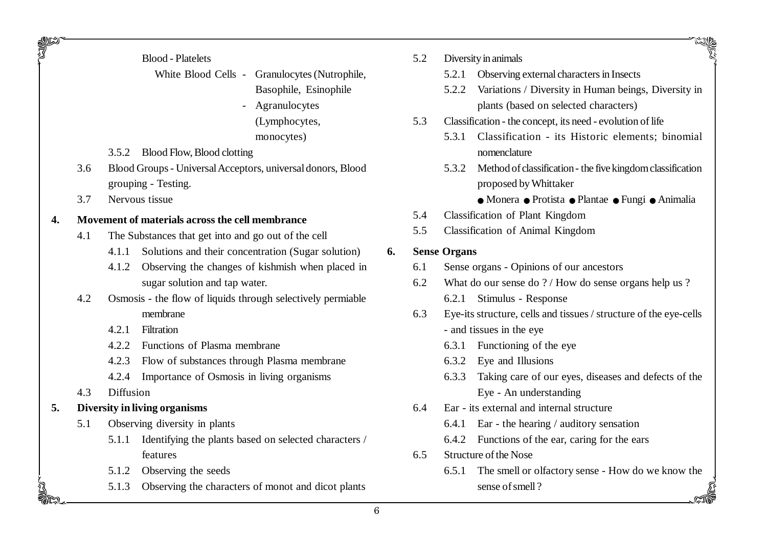Blood - Platelets

White Blood Cells - Granulocytes (Nutrophile, Basophile, Esinophile
- Agranulocytes (Lymphocytes, monocytes)

3.5.2 Blood Flow, Blood clotting

3.6 Blood Groups - Universal Acceptors, universal donors, Blood grouping - Testing.

3.7 Nervous tissue

**4. Movement of materials across the cell membrance**

4.1 The Substances that get into and go out of the cell

4.1.1 Solutions and their concentration (Sugar solution)

4.1.2 Observing the changes of kishmish when placed in sugar solution and tap water.

4.2 Osmosis - the flow of liquids through selectively permiable membrane

4.2.1 Filtration

4.2.2 Functions of Plasma membrane

4.2.3 Flow of substances through Plasma membrane

4.2.4 Importance of Osmosis in living organisms

4.3 Diffusion

**5. Diversity in living organisms**

5.1 Observing diversity in plants

5.1.1 Identifying the plants based on selected characters / features

5.1.2 Observing the seeds

5.1.3 Observing the characters of monot and dicot plants

5.2 Diversity in animals

5.2.1 Observing external characters in Insects

5.2.2 Variations / Diversity in Human beings, Diversity in plants (based on selected characters)

5.3 Classification - the concept, its need - evolution of life

5.3.1 Classification - its Historic elements; binomial nomenclature

5.3.2 Method of classification - the five kingdom classification proposed by Whittaker

● Monera ● Protista ● Plantae ● Fungi ● Animalia

5.4 Classification of Plant Kingdom

5.5 Classification of Animal Kingdom

**6. Sense Organs**

6.1 Sense organs - Opinions of our ancestors

6.2 What do our sense do ? / How do sense organs help us ?

6.2.1 Stimulus - Response

6.3 Eye-its structure, cells and tissues / structure of the eye-cells - and tissues in the eye

6.3.1 Functioning of the eye

6.3.2 Eye and Illusions

6.3.3 Taking care of our eyes, diseases and defects of the Eye - An understanding

6.4 Ear - its external and internal structure

6.4.1 Ear - the hearing / auditory sensation

6.4.2 Functions of the ear, caring for the ears

6.5 Structure of the Nose

6.5.1 The smell or olfactory sense - How do we know the sense of smell ?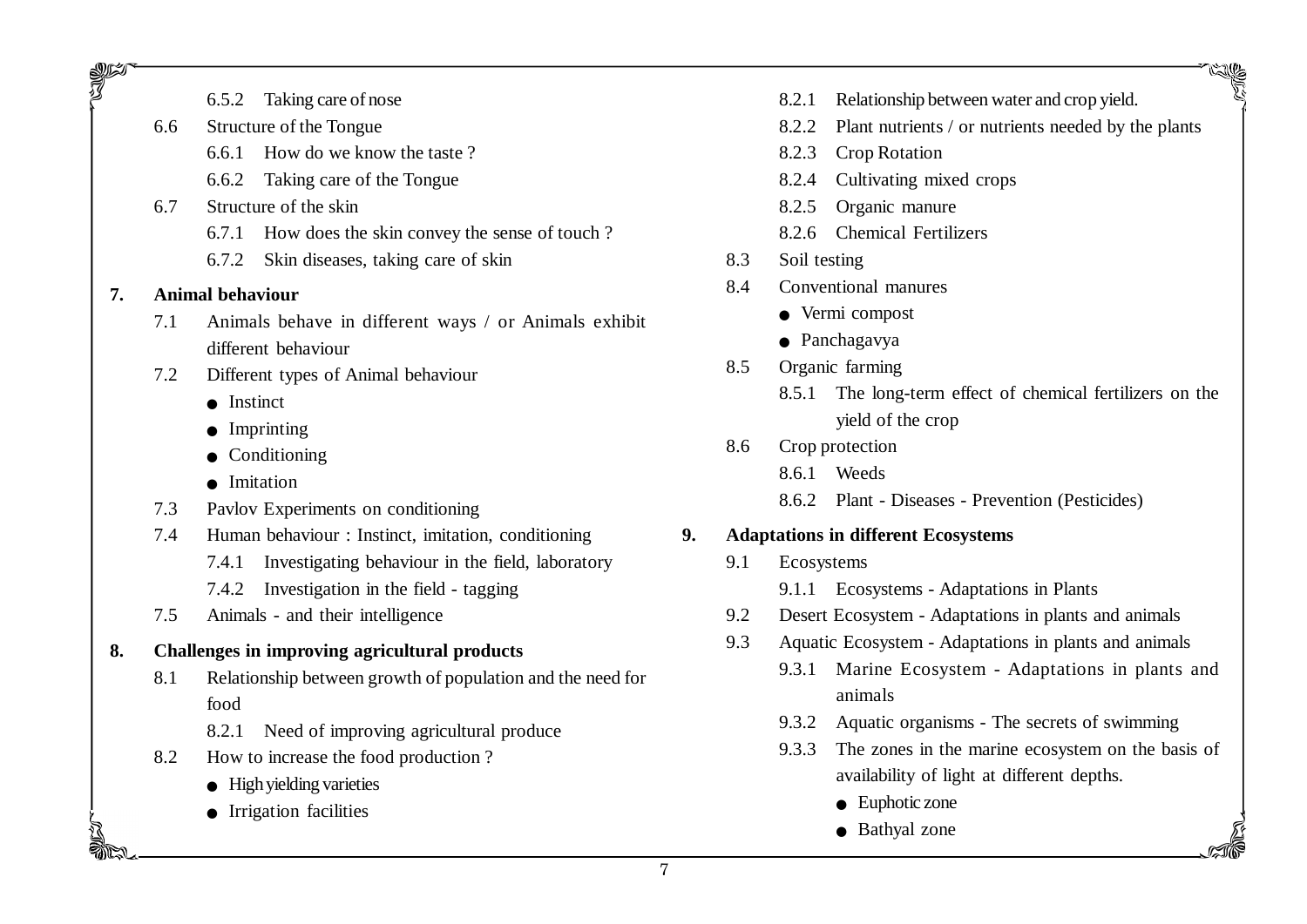- 6.5.2 Taking care of nose
- 6.6 Structure of the Tongue
  - 6.6.1 How do we know the taste ?
  - 6.6.2 Taking care of the Tongue
- 6.7 Structure of the skin
  - 6.7.1 How does the skin convey the sense of touch ?
  - 6.7.2 Skin diseases, taking care of skin

**7. Animal behaviour**

- 7.1 Animals behave in different ways / or Animals exhibit different behaviour
- 7.2 Different types of Animal behaviour
  - Instinct
  - Imprinting
  - Conditioning
  - Imitation
- 7.3 Pavlov Experiments on conditioning
- 7.4 Human behaviour : Instinct, imitation, conditioning
  - 7.4.1 Investigating behaviour in the field, laboratory
  - 7.4.2 Investigation in the field - tagging
- 7.5 Animals - and their intelligence

**8. Challenges in improving agricultural products**

- 8.1 Relationship between growth of population and the need for food
  - 8.2.1 Need of improving agricultural produce
- 8.2 How to increase the food production ?
  - High yielding varieties
  - Irrigation facilities
  - 8.2.1 Relationship between water and crop yield.
  - 8.2.2 Plant nutrients / or nutrients needed by the plants
  - 8.2.3 Crop Rotation
  - 8.2.4 Cultivating mixed crops
  - 8.2.5 Organic manure
  - 8.2.6 Chemical Fertilizers
- 8.3 Soil testing
- 8.4 Conventional manures
  - Vermi compost
  - Panchagavya
- 8.5 Organic farming
  - 8.5.1 The long-term effect of chemical fertilizers on the yield of the crop
- 8.6 Crop protection
  - 8.6.1 Weeds
  - 8.6.2 Plant - Diseases - Prevention (Pesticides)

**9. Adaptations in different Ecosystems**

- 9.1 Ecosystems
  - 9.1.1 Ecosystems - Adaptations in Plants
- 9.2 Desert Ecosystem - Adaptations in plants and animals
- 9.3 Aquatic Ecosystem - Adaptations in plants and animals
  - 9.3.1 Marine Ecosystem - Adaptations in plants and animals
  - 9.3.2 Aquatic organisms - The secrets of swimming
  - 9.3.3 The zones in the marine ecosystem on the basis of availability of light at different depths.
    - Euphotic zone
    - Bathyal zone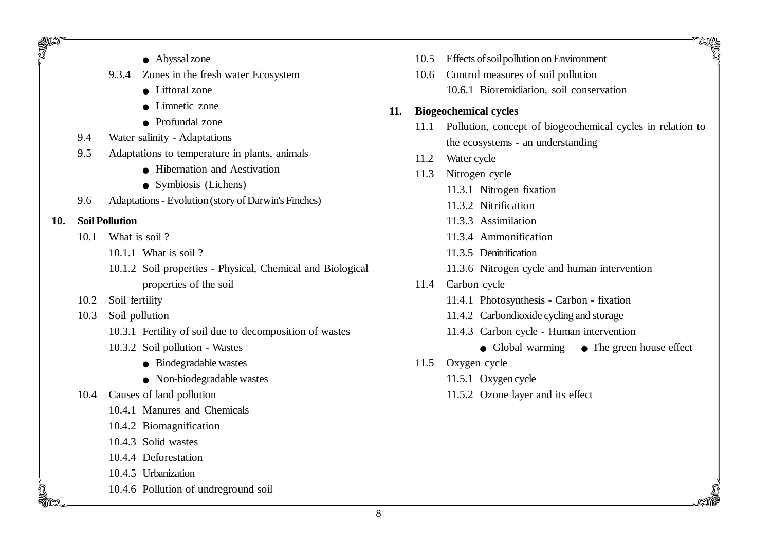- Abyssal zone

9.3.4 Zones in the fresh water Ecosystem

- Littoral zone
- Limnetic zone
- Profundal zone

9.4 Water salinity - Adaptations

9.5 Adaptations to temperature in plants, animals

- Hibernation and Aestivation
- Symbiosis (Lichens)

9.6 Adaptations - Evolution (story of Darwin's Finches)

**10. Soil Pollution**

10.1 What is soil ?

10.1.1 What is soil ?

10.1.2 Soil properties - Physical, Chemical and Biological properties of the soil

10.2 Soil fertility

10.3 Soil pollution

10.3.1 Fertility of soil due to decomposition of wastes

10.3.2 Soil pollution - Wastes

- Biodegradable wastes
- Non-biodegradable wastes

10.4 Causes of land pollution

10.4.1 Manures and Chemicals

10.4.2 Biomagnification

10.4.3 Solid wastes

10.4.4 Deforestation

10.4.5 Urbanization

10.4.6 Pollution of undreground soil

10.5 Effects of soil pollution on Environment

10.6 Control measures of soil pollution

10.6.1 Bioremidiation, soil conservation

**11. Biogeochemical cycles**

11.1 Pollution, concept of biogeochemical cycles in relation to the ecosystems - an understanding

11.2 Water cycle

11.3 Nitrogen cycle

11.3.1 Nitrogen fixation

11.3.2 Nitrification

11.3.3 Assimilation

11.3.4 Ammonification

11.3.5 Denitrification

11.3.6 Nitrogen cycle and human intervention

11.4 Carbon cycle

11.4.1 Photosynthesis - Carbon - fixation

11.4.2 Carbondioxide cycling and storage

11.4.3 Carbon cycle - Human intervention

- Global warming
- The green house effect

11.5 Oxygen cycle

11.5.1 Oxygen cycle

11.5.2 Ozone layer and its effect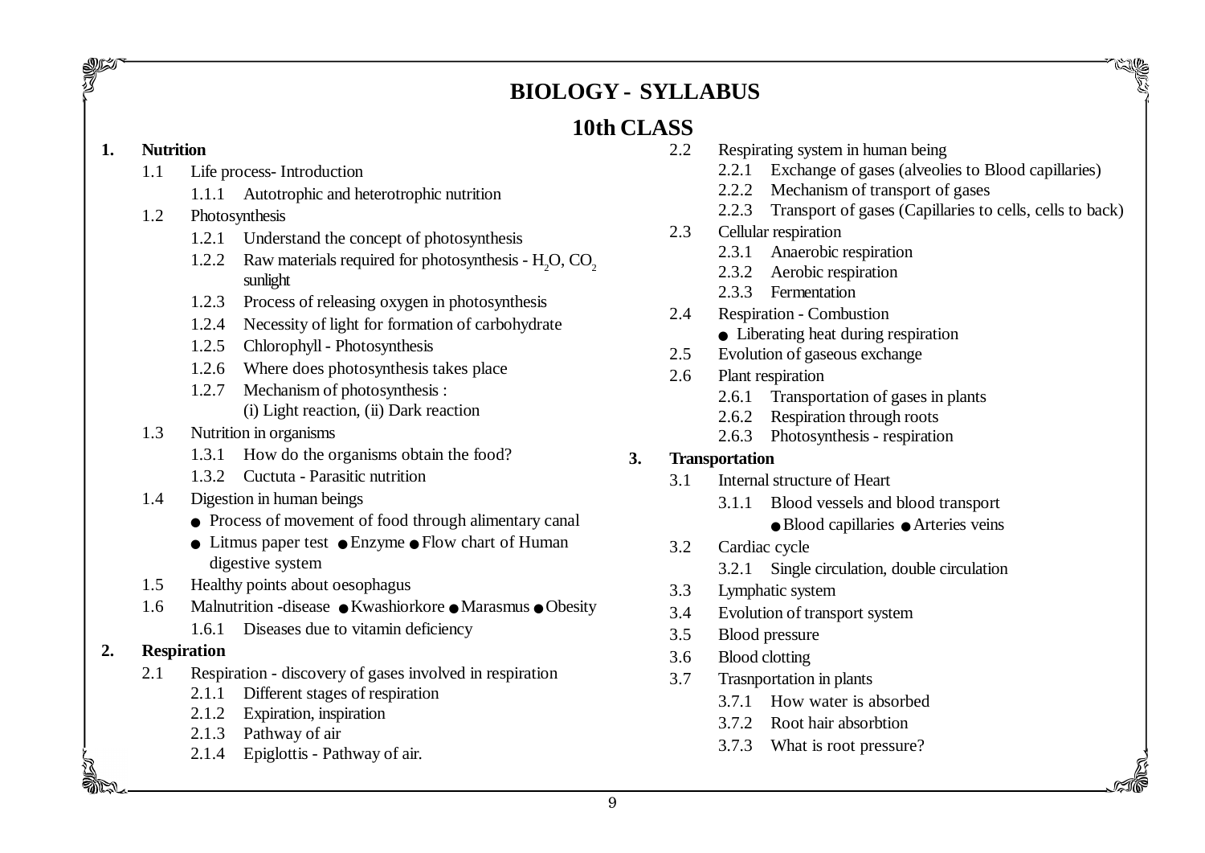# BIOLOGY - SYLLABUS

## 10th CLASS

**1. Nutrition**

- 1.1 Life process- Introduction
  - 1.1.1 Autotrophic and heterotrophic nutrition
- 1.2 Photosynthesis
  - 1.2.1 Understand the concept of photosynthesis
  - 1.2.2 Raw materials required for photosynthesis - $H_2O$, $CO_2$ sunlight
  - 1.2.3 Process of releasing oxygen in photosynthesis
  - 1.2.4 Necessity of light for formation of carbohydrate
  - 1.2.5 Chlorophyll - Photosynthesis
  - 1.2.6 Where does photosynthesis takes place
  - 1.2.7 Mechanism of photosynthesis : (i) Light reaction, (ii) Dark reaction
- 1.3 Nutrition in organisms
  - 1.3.1 How do the organisms obtain the food?
  - 1.3.2 Cuctuta - Parasitic nutrition
- 1.4 Digestion in human beings
  - Process of movement of food through alimentary canal
  - Litmus paper test ● Enzyme ● Flow chart of Human digestive system
- 1.5 Healthy points about oesophagus
- 1.6 Malnutrition -disease ● Kwashiorkore ● Marasmus ● Obesity
  - 1.6.1 Diseases due to vitamin deficiency

**2. Respiration**

- 2.1 Respiration - discovery of gases involved in respiration
  - 2.1.1 Different stages of respiration
  - 2.1.2 Expiration, inspiration
  - 2.1.3 Pathway of air
  - 2.1.4 Epiglottis - Pathway of air.
- 2.2 Respirating system in human being
  - 2.2.1 Exchange of gases (alveolies to Blood capillaries)
  - 2.2.2 Mechanism of transport of gases
  - 2.2.3 Transport of gases (Capillaries to cells, cells to back)
- 2.3 Cellular respiration
  - 2.3.1 Anaerobic respiration
  - 2.3.2 Aerobic respiration
  - 2.3.3 Fermentation
- 2.4 Respiration - Combustion
  - Liberating heat during respiration
- 2.5 Evolution of gaseous exchange
- 2.6 Plant respiration
  - 2.6.1 Transportation of gases in plants
  - 2.6.2 Respiration through roots
  - 2.6.3 Photosynthesis - respiration

**3. Transportation**

- 3.1 Internal structure of Heart
  - 3.1.1 Blood vessels and blood transport
    - ● Blood capillaries ● Arteries veins
- 3.2 Cardiac cycle
  - 3.2.1 Single circulation, double circulation
- 3.3 Lymphatic system
- 3.4 Evolution of transport system
- 3.5 Blood pressure
- 3.6 Blood clotting
- 3.7 Trasnportation in plants
  - 3.7.1 How water is absorbed
  - 3.7.2 Root hair absorbtion
  - 3.7.3 What is root pressure?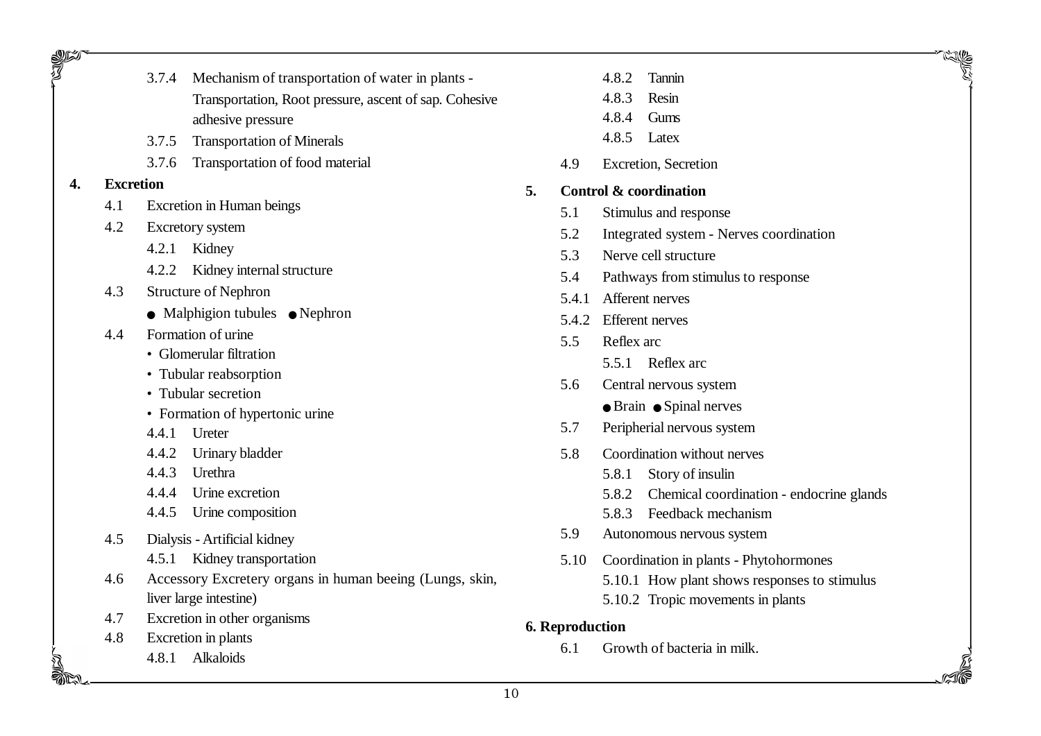- 3.7.4 Mechanism of transportation of water in plants - Transportation, Root pressure, ascent of sap. Cohesive adhesive pressure
- 3.7.5 Transportation of Minerals
- 3.7.6 Transportation of food material

**4. Excretion**

- 4.1 Excretion in Human beings
- 4.2 Excretory system
  - 4.2.1 Kidney
  - 4.2.2 Kidney internal structure
- 4.3 Structure of Nephron
  - ● Malphigion tubules ● Nephron
- 4.4 Formation of urine
  - • Glomerular filtration
  - • Tubular reabsorption
  - • Tubular secretion
  - • Formation of hypertonic urine
  - 4.4.1 Ureter
  - 4.4.2 Urinary bladder
  - 4.4.3 Urethra
  - 4.4.4 Urine excretion
  - 4.4.5 Urine composition
- 4.5 Dialysis - Artificial kidney
  - 4.5.1 Kidney transportation
- 4.6 Accessory Excretery organs in human beeing (Lungs, skin, liver large intestine)
- 4.7 Excretion in other organisms
- 4.8 Excretion in plants
  - 4.8.1 Alkaloids
  - 4.8.2 Tannin
  - 4.8.3 Resin
  - 4.8.4 Gums
  - 4.8.5 Latex
- 4.9 Excretion, Secretion

**5. Control & coordination**

- 5.1 Stimulus and response
- 5.2 Integrated system - Nerves coordination
- 5.3 Nerve cell structure
- 5.4 Pathways from stimulus to response
- 5.4.1 Afferent nerves
- 5.4.2 Efferent nerves
- 5.5 Reflex arc
  - 5.5.1 Reflex arc
- 5.6 Central nervous system
  - ● Brain ● Spinal nerves
- 5.7 Peripherial nervous system
- 5.8 Coordination without nerves
  - 5.8.1 Story of insulin
  - 5.8.2 Chemical coordination - endocrine glands
  - 5.8.3 Feedback mechanism
- 5.9 Autonomous nervous system
- 5.10 Coordination in plants - Phytohormones
  - 5.10.1 How plant shows responses to stimulus
  - 5.10.2 Tropic movements in plants

**6. Reproduction**

- 6.1 Growth of bacteria in milk.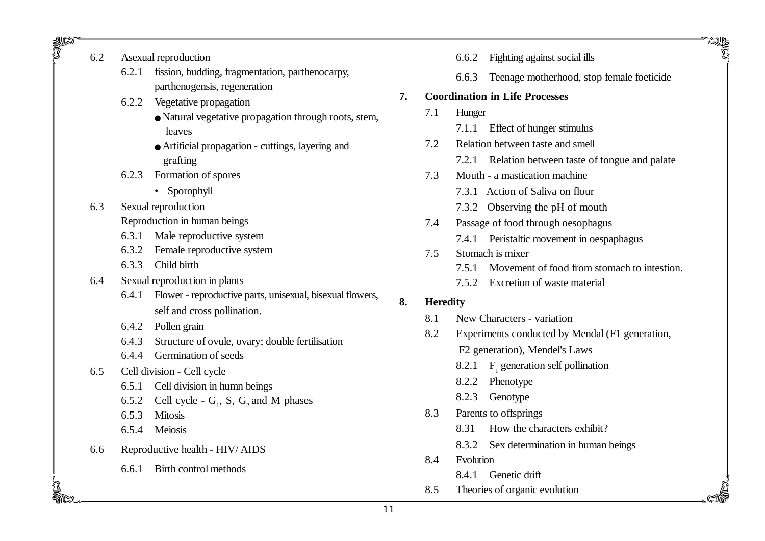- 6.2 Asexual reproduction
  - 6.2.1 fission, budding, fragmentation, parthenocarpy, parthenogensis, regeneration
  - 6.2.2 Vegetative propagation
    - Natural vegetative propagation through roots, stem, leaves
    - Artificial propagation - cuttings, layering and grafting
  - 6.2.3 Formation of spores
    - Sporophyll
- 6.3 Sexual reproduction

  Reproduction in human beings
  - 6.3.1 Male reproductive system
  - 6.3.2 Female reproductive system
  - 6.3.3 Child birth
- 6.4 Sexual reproduction in plants
  - 6.4.1 Flower - reproductive parts, unisexual, bisexual flowers, self and cross pollination.
  - 6.4.2 Pollen grain
  - 6.4.3 Structure of ovule, ovary; double fertilisation
  - 6.4.4 Germination of seeds
- 6.5 Cell division - Cell cycle
  - 6.5.1 Cell division in humn beings
  - 6.5.2 Cell cycle - $G_1$, S, $G_2$ and M phases
  - 6.5.3 Mitosis
  - 6.5.4 Meiosis
- 6.6 Reproductive health - HIV/ AIDS
  - 6.6.1 Birth control methods
  - 6.6.2 Fighting against social ills
  - 6.6.3 Teenage motherhood, stop female foeticide

**7. Coordination in Life Processes**

- 7.1 Hunger
  - 7.1.1 Effect of hunger stimulus
- 7.2 Relation between taste and smell
  - 7.2.1 Relation between taste of tongue and palate
- 7.3 Mouth - a mastication machine
  - 7.3.1 Action of Saliva on flour
  - 7.3.2 Observing the pH of mouth
- 7.4 Passage of food through oesophagus
  - 7.4.1 Peristaltic movement in oespaphagus
- 7.5 Stomach is mixer
  - 7.5.1 Movement of food from stomach to intestion.
  - 7.5.2 Excretion of waste material

**8. Heredity**

- 8.1 New Characters - variation
- 8.2 Experiments conducted by Mendal (F1 generation, F2 generation), Mendel's Laws
  - 8.2.1 $F_1$ generation self pollination
  - 8.2.2 Phenotype
  - 8.2.3 Genotype
- 8.3 Parents to offsprings
  - 8.31 How the characters exhibit?
  - 8.3.2 Sex determination in human beings
- 8.4 Evolution
  - 8.4.1 Genetic drift
- 8.5 Theories of organic evolution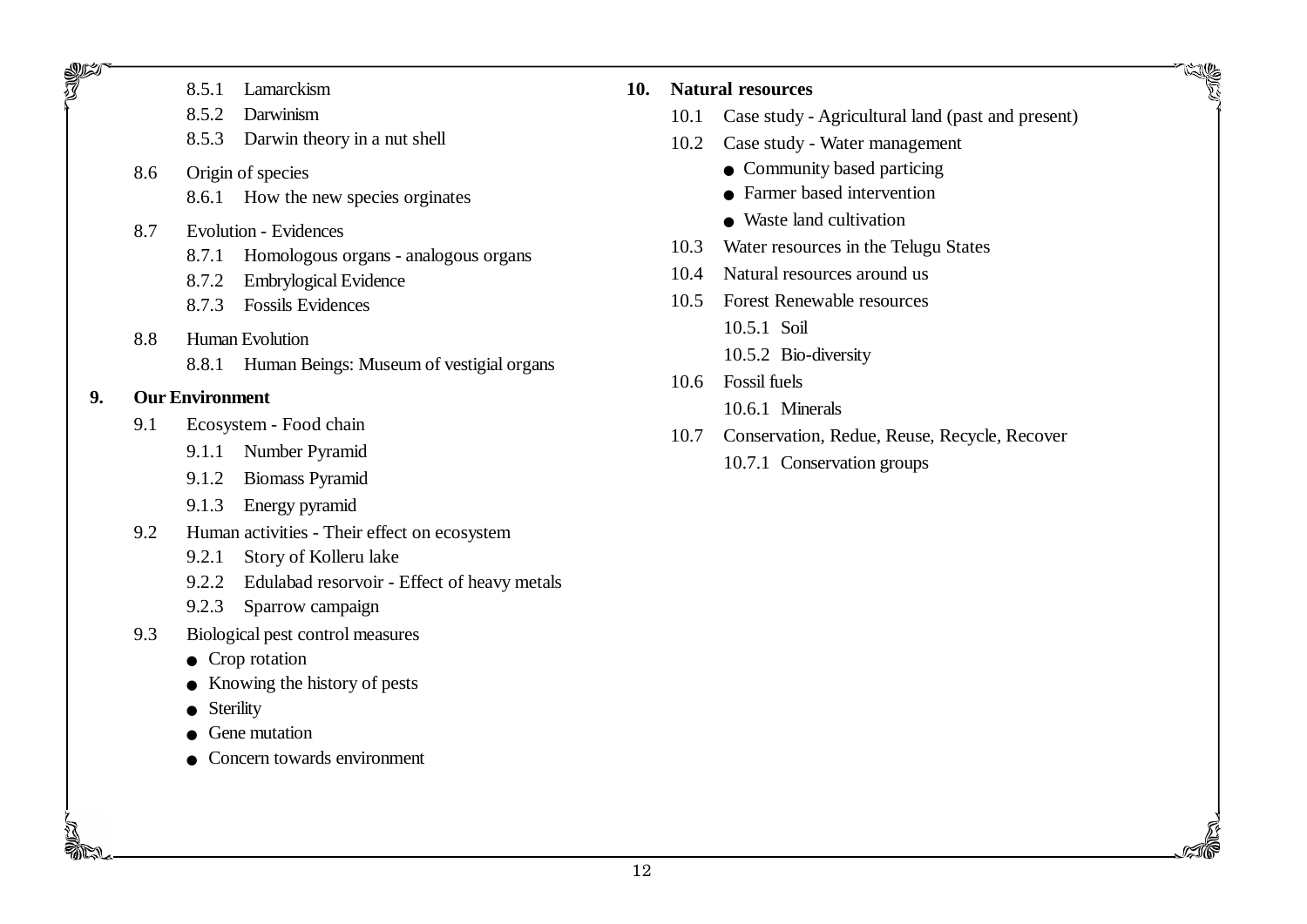8.5.1 Lamarckism

8.5.2 Darwinism

8.5.3 Darwin theory in a nut shell

8.6 Origin of species

8.6.1 How the new species orginates

8.7 Evolution - Evidences

8.7.1 Homologous organs - analogous organs

8.7.2 Embrylogical Evidence

8.7.3 Fossils Evidences

8.8 Human Evolution

8.8.1 Human Beings: Museum of vestigial organs

**9. Our Environment**

9.1 Ecosystem - Food chain

9.1.1 Number Pyramid

9.1.2 Biomass Pyramid

9.1.3 Energy pyramid

9.2 Human activities - Their effect on ecosystem

9.2.1 Story of Kolleru lake

9.2.2 Edulabad resorvoir - Effect of heavy metals

9.2.3 Sparrow campaign

9.3 Biological pest control measures

- Crop rotation
- Knowing the history of pests
- Sterility
- Gene mutation
- Concern towards environment

**10. Natural resources**

10.1 Case study - Agricultural land (past and present)

10.2 Case study - Water management

- Community based particing
- Farmer based intervention
- Waste land cultivation

10.3 Water resources in the Telugu States

10.4 Natural resources around us

10.5 Forest Renewable resources

10.5.1 Soil

10.5.2 Bio-diversity

10.6 Fossil fuels

10.6.1 Minerals

10.7 Conservation, Redue, Reuse, Recycle, Recover

10.7.1 Conservation groups